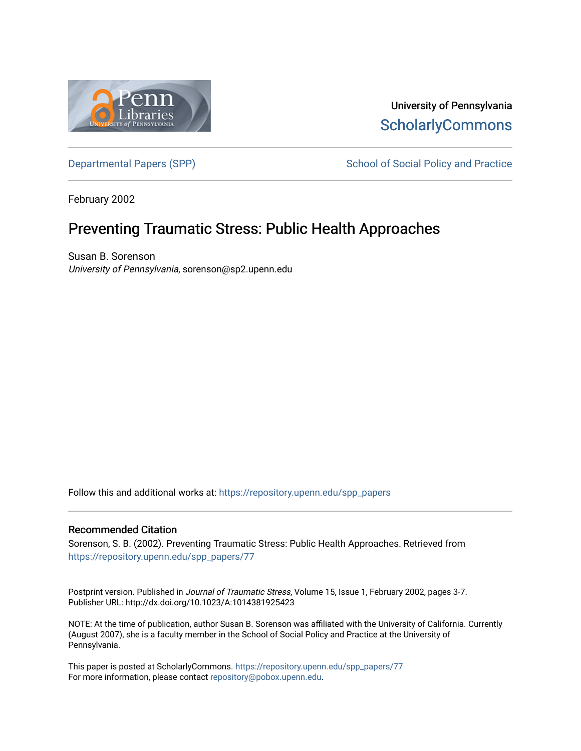University of Pennsylvania
ScholarlyCommons

Departmental Papers (SPP)

School of Social Policy and Practice

February 2002

# Preventing Traumatic Stress: Public Health Approaches

Susan B. Sorenson
*University of Pennsylvania*, sorenson@sp2.upenn.edu

Follow this and additional works at: https://repository.upenn.edu/spp_papers

## Recommended Citation

Sorenson, S. B. (2002). Preventing Traumatic Stress: Public Health Approaches. Retrieved from https://repository.upenn.edu/spp_papers/77

Postprint version. Published in *Journal of Traumatic Stress*, Volume 15, Issue 1, February 2002, pages 3-7.
Publisher URL: http://dx.doi.org/10.1023/A:1014381925423

NOTE: At the time of publication, author Susan B. Sorenson was affiliated with the University of California. Currently (August 2007), she is a faculty member in the School of Social Policy and Practice at the University of Pennsylvania.

This paper is posted at ScholarlyCommons. https://repository.upenn.edu/spp_papers/77
For more information, please contact repository@pobox.upenn.edu.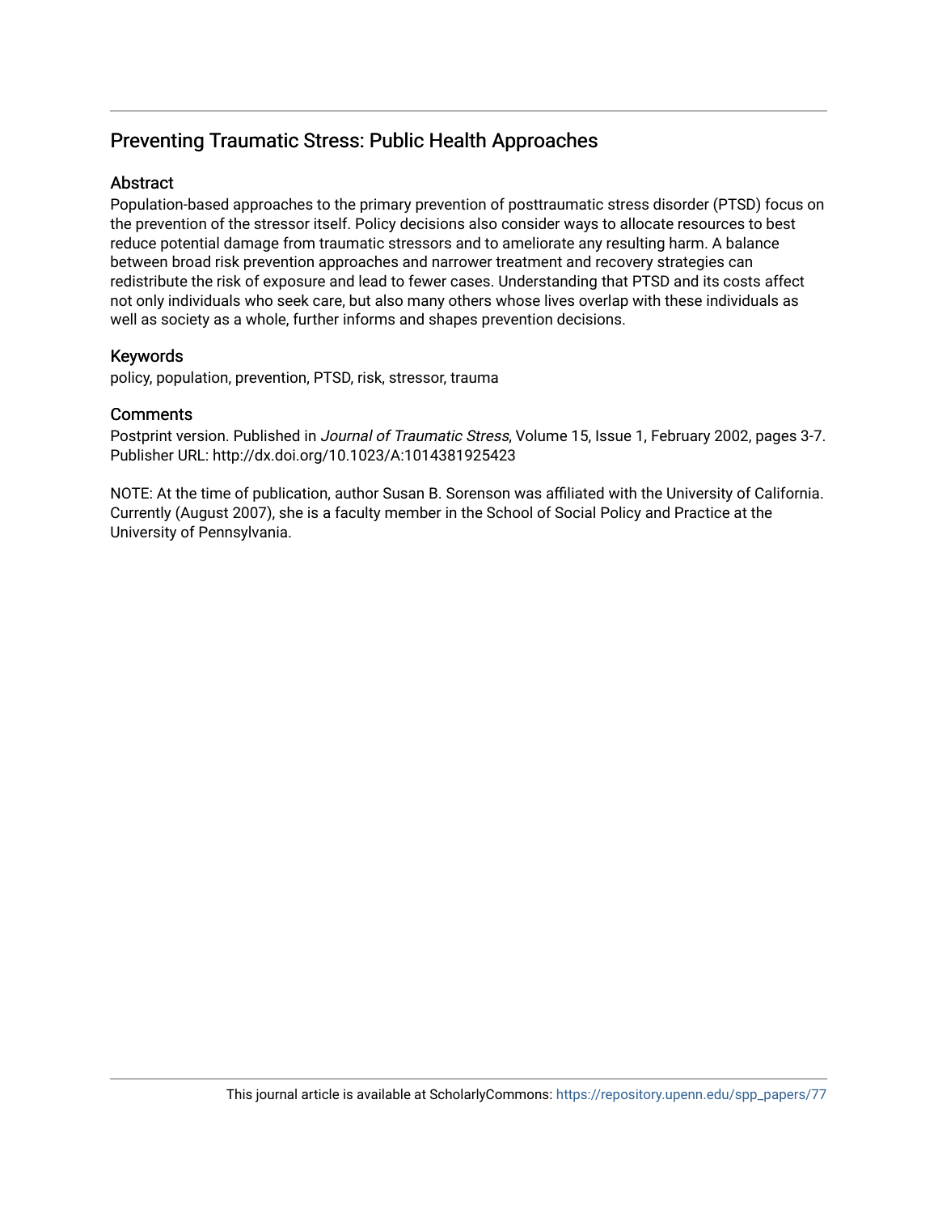## Preventing Traumatic Stress: Public Health Approaches

### Abstract

Population-based approaches to the primary prevention of posttraumatic stress disorder (PTSD) focus on the prevention of the stressor itself. Policy decisions also consider ways to allocate resources to best reduce potential damage from traumatic stressors and to ameliorate any resulting harm. A balance between broad risk prevention approaches and narrower treatment and recovery strategies can redistribute the risk of exposure and lead to fewer cases. Understanding that PTSD and its costs affect not only individuals who seek care, but also many others whose lives overlap with these individuals as well as society as a whole, further informs and shapes prevention decisions.

### Keywords

policy, population, prevention, PTSD, risk, stressor, trauma

### Comments

Postprint version. Published in *Journal of Traumatic Stress*, Volume 15, Issue 1, February 2002, pages 3-7. Publisher URL: http://dx.doi.org/10.1023/A:1014381925423

NOTE: At the time of publication, author Susan B. Sorenson was affiliated with the University of California. Currently (August 2007), she is a faculty member in the School of Social Policy and Practice at the University of Pennsylvania.

This journal article is available at ScholarlyCommons: https://repository.upenn.edu/spp_papers/77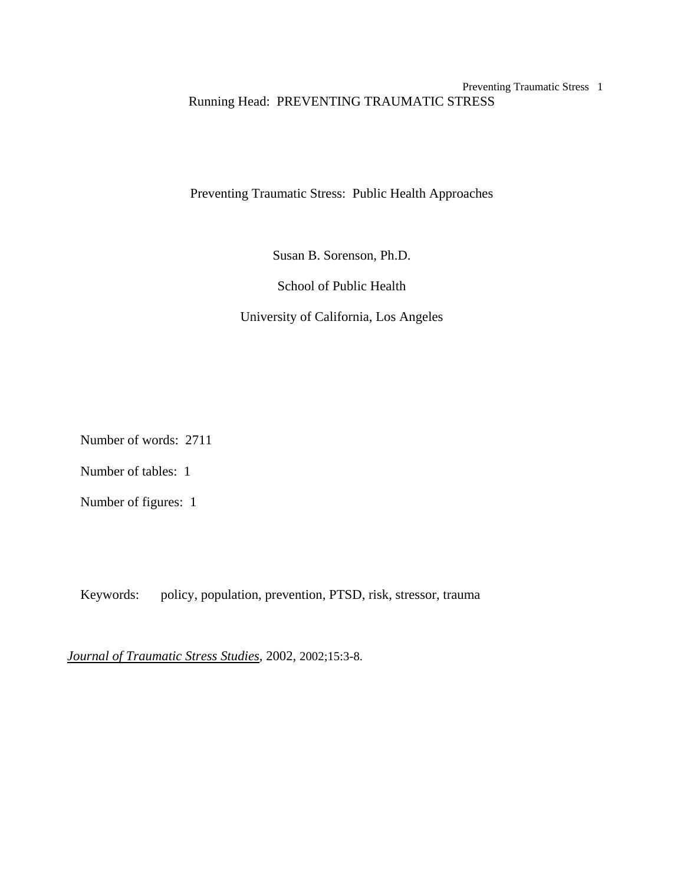Running Head: PREVENTING TRAUMATIC STRESS

# Preventing Traumatic Stress: Public Health Approaches

Susan B. Sorenson, Ph.D.

School of Public Health

University of California, Los Angeles

Number of words: 2711

Number of tables: 1

Number of figures: 1

Keywords: policy, population, prevention, PTSD, risk, stressor, trauma

*Journal of Traumatic Stress Studies*, 2002, 2002;15:3-8.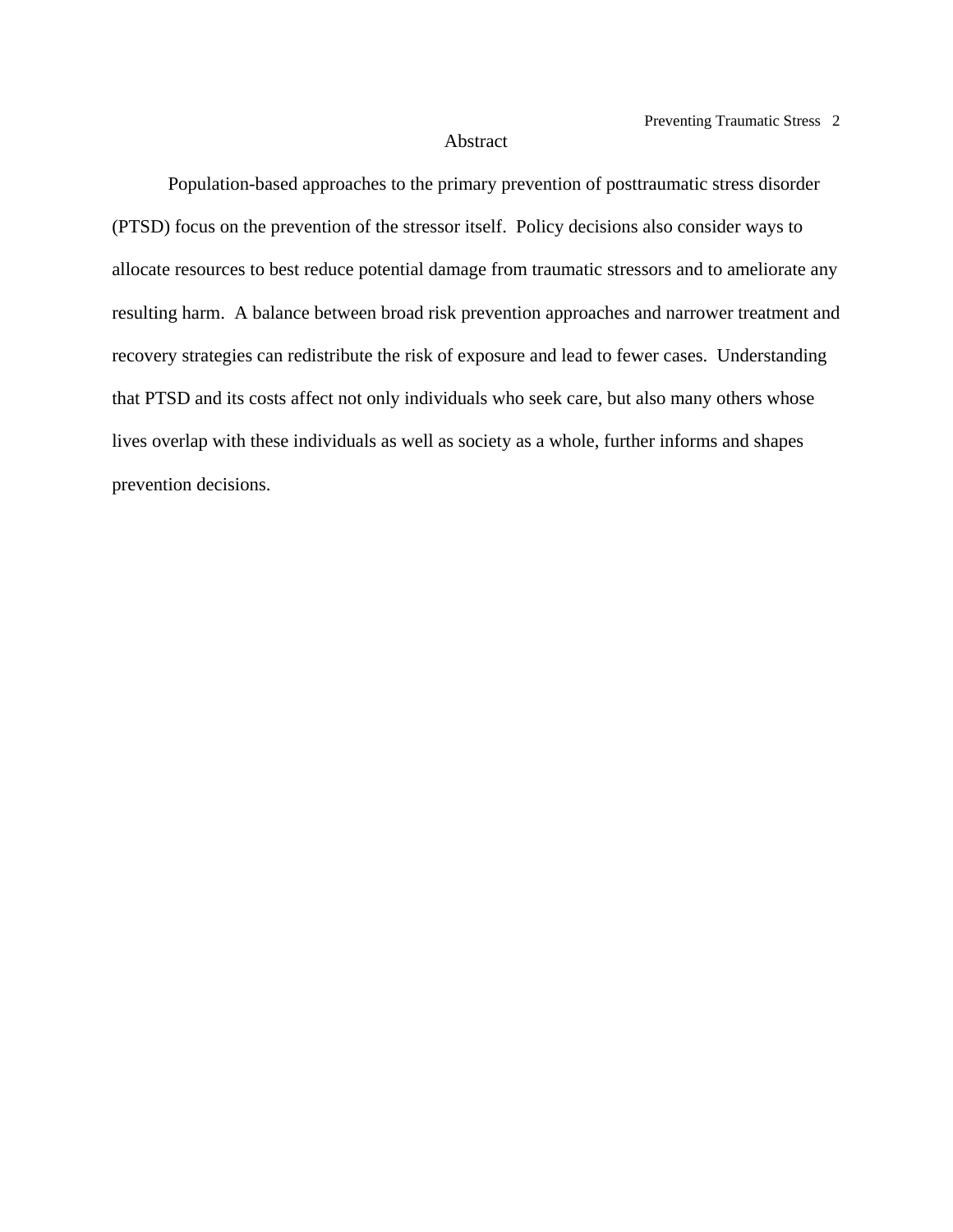# Abstract

Population-based approaches to the primary prevention of posttraumatic stress disorder (PTSD) focus on the prevention of the stressor itself. Policy decisions also consider ways to allocate resources to best reduce potential damage from traumatic stressors and to ameliorate any resulting harm. A balance between broad risk prevention approaches and narrower treatment and recovery strategies can redistribute the risk of exposure and lead to fewer cases. Understanding that PTSD and its costs affect not only individuals who seek care, but also many others whose lives overlap with these individuals as well as society as a whole, further informs and shapes prevention decisions.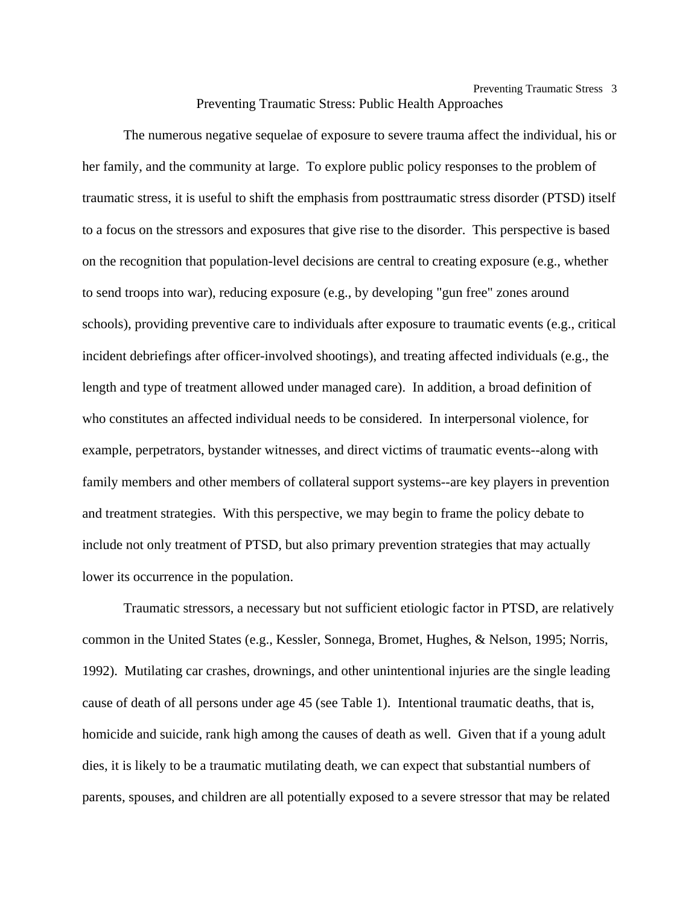# Preventing Traumatic Stress: Public Health Approaches

The numerous negative sequelae of exposure to severe trauma affect the individual, his or her family, and the community at large. To explore public policy responses to the problem of traumatic stress, it is useful to shift the emphasis from posttraumatic stress disorder (PTSD) itself to a focus on the stressors and exposures that give rise to the disorder. This perspective is based on the recognition that population-level decisions are central to creating exposure (e.g., whether to send troops into war), reducing exposure (e.g., by developing "gun free" zones around schools), providing preventive care to individuals after exposure to traumatic events (e.g., critical incident debriefings after officer-involved shootings), and treating affected individuals (e.g., the length and type of treatment allowed under managed care). In addition, a broad definition of who constitutes an affected individual needs to be considered. In interpersonal violence, for example, perpetrators, bystander witnesses, and direct victims of traumatic events--along with family members and other members of collateral support systems--are key players in prevention and treatment strategies. With this perspective, we may begin to frame the policy debate to include not only treatment of PTSD, but also primary prevention strategies that may actually lower its occurrence in the population.

Traumatic stressors, a necessary but not sufficient etiologic factor in PTSD, are relatively common in the United States (e.g., Kessler, Sonnega, Bromet, Hughes, & Nelson, 1995; Norris, 1992). Mutilating car crashes, drownings, and other unintentional injuries are the single leading cause of death of all persons under age 45 (see Table 1). Intentional traumatic deaths, that is, homicide and suicide, rank high among the causes of death as well. Given that if a young adult dies, it is likely to be a traumatic mutilating death, we can expect that substantial numbers of parents, spouses, and children are all potentially exposed to a severe stressor that may be related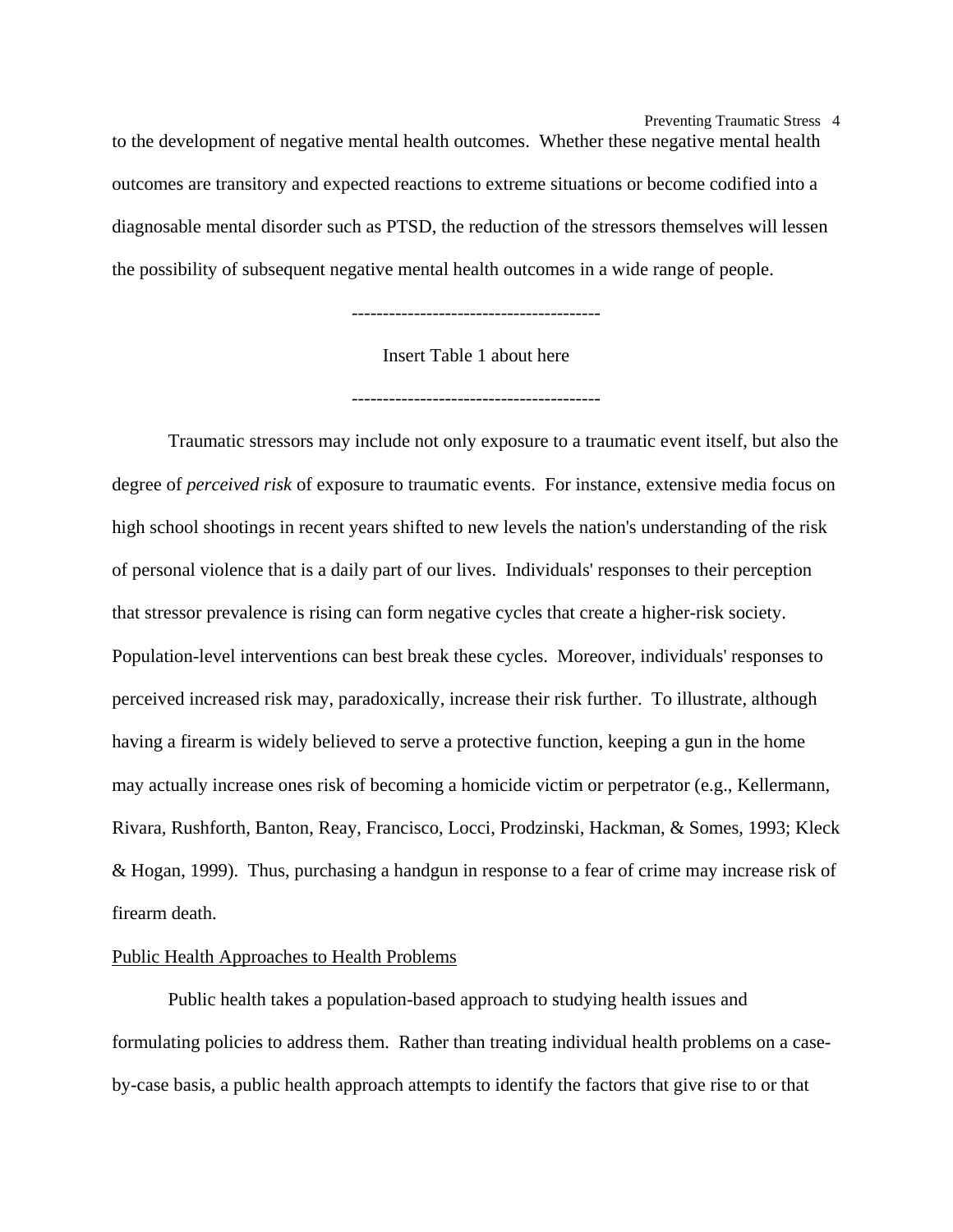to the development of negative mental health outcomes. Whether these negative mental health outcomes are transitory and expected reactions to extreme situations or become codified into a diagnosable mental disorder such as PTSD, the reduction of the stressors themselves will lessen the possibility of subsequent negative mental health outcomes in a wide range of people.

----------------------------------------

Insert Table 1 about here

----------------------------------------

Traumatic stressors may include not only exposure to a traumatic event itself, but also the degree of *perceived risk* of exposure to traumatic events. For instance, extensive media focus on high school shootings in recent years shifted to new levels the nation's understanding of the risk of personal violence that is a daily part of our lives. Individuals' responses to their perception that stressor prevalence is rising can form negative cycles that create a higher-risk society. Population-level interventions can best break these cycles. Moreover, individuals' responses to perceived increased risk may, paradoxically, increase their risk further. To illustrate, although having a firearm is widely believed to serve a protective function, keeping a gun in the home may actually increase ones risk of becoming a homicide victim or perpetrator (e.g., Kellermann, Rivara, Rushforth, Banton, Reay, Francisco, Locci, Prodzinski, Hackman, & Somes, 1993; Kleck & Hogan, 1999). Thus, purchasing a handgun in response to a fear of crime may increase risk of firearm death.

## Public Health Approaches to Health Problems

Public health takes a population-based approach to studying health issues and formulating policies to address them. Rather than treating individual health problems on a case-by-case basis, a public health approach attempts to identify the factors that give rise to or that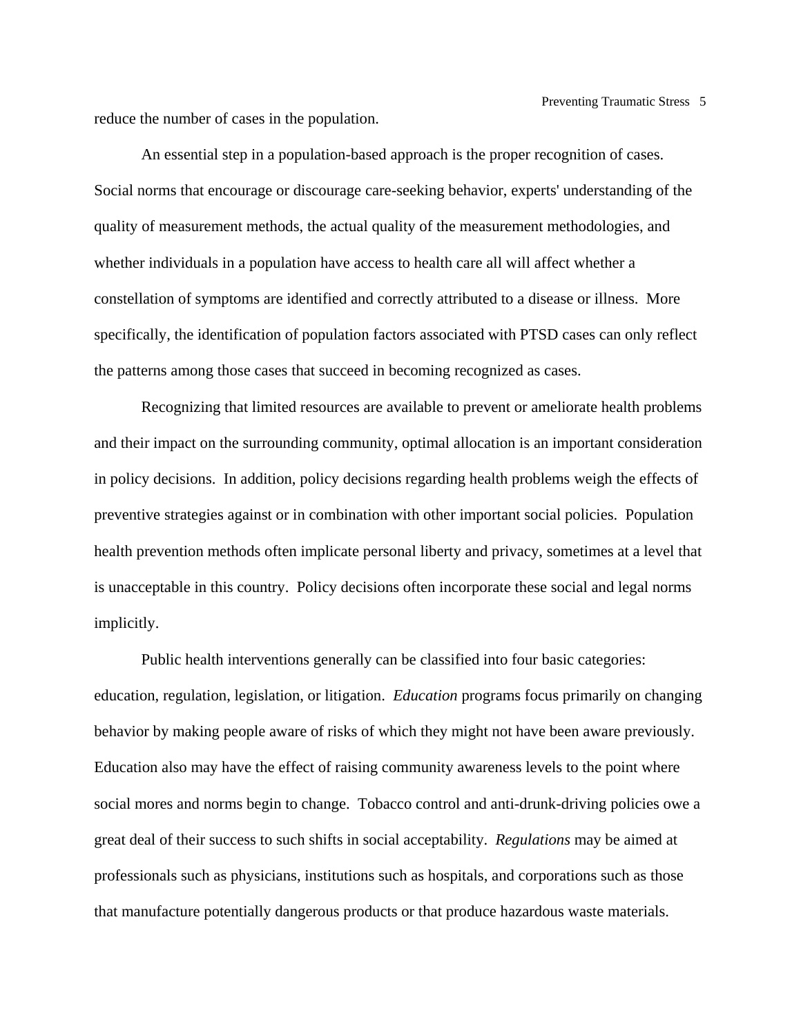reduce the number of cases in the population.

An essential step in a population-based approach is the proper recognition of cases. Social norms that encourage or discourage care-seeking behavior, experts' understanding of the quality of measurement methods, the actual quality of the measurement methodologies, and whether individuals in a population have access to health care all will affect whether a constellation of symptoms are identified and correctly attributed to a disease or illness. More specifically, the identification of population factors associated with PTSD cases can only reflect the patterns among those cases that succeed in becoming recognized as cases.

Recognizing that limited resources are available to prevent or ameliorate health problems and their impact on the surrounding community, optimal allocation is an important consideration in policy decisions. In addition, policy decisions regarding health problems weigh the effects of preventive strategies against or in combination with other important social policies. Population health prevention methods often implicate personal liberty and privacy, sometimes at a level that is unacceptable in this country. Policy decisions often incorporate these social and legal norms implicitly.

Public health interventions generally can be classified into four basic categories: education, regulation, legislation, or litigation. *Education* programs focus primarily on changing behavior by making people aware of risks of which they might not have been aware previously. Education also may have the effect of raising community awareness levels to the point where social mores and norms begin to change. Tobacco control and anti-drunk-driving policies owe a great deal of their success to such shifts in social acceptability. *Regulations* may be aimed at professionals such as physicians, institutions such as hospitals, and corporations such as those that manufacture potentially dangerous products or that produce hazardous waste materials.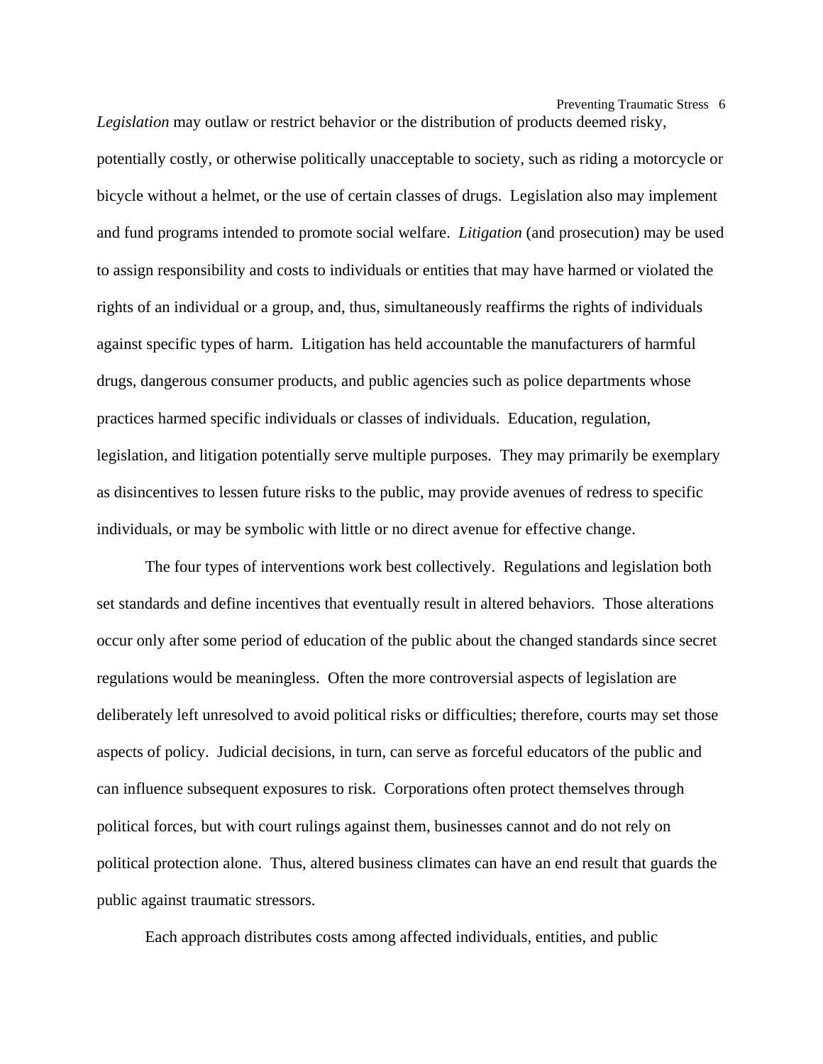*Legislation* may outlaw or restrict behavior or the distribution of products deemed risky, potentially costly, or otherwise politically unacceptable to society, such as riding a motorcycle or bicycle without a helmet, or the use of certain classes of drugs. Legislation also may implement and fund programs intended to promote social welfare. *Litigation* (and prosecution) may be used to assign responsibility and costs to individuals or entities that may have harmed or violated the rights of an individual or a group, and, thus, simultaneously reaffirms the rights of individuals against specific types of harm. Litigation has held accountable the manufacturers of harmful drugs, dangerous consumer products, and public agencies such as police departments whose practices harmed specific individuals or classes of individuals. Education, regulation, legislation, and litigation potentially serve multiple purposes. They may primarily be exemplary as disincentives to lessen future risks to the public, may provide avenues of redress to specific individuals, or may be symbolic with little or no direct avenue for effective change.

The four types of interventions work best collectively. Regulations and legislation both set standards and define incentives that eventually result in altered behaviors. Those alterations occur only after some period of education of the public about the changed standards since secret regulations would be meaningless. Often the more controversial aspects of legislation are deliberately left unresolved to avoid political risks or difficulties; therefore, courts may set those aspects of policy. Judicial decisions, in turn, can serve as forceful educators of the public and can influence subsequent exposures to risk. Corporations often protect themselves through political forces, but with court rulings against them, businesses cannot and do not rely on political protection alone. Thus, altered business climates can have an end result that guards the public against traumatic stressors.

Each approach distributes costs among affected individuals, entities, and public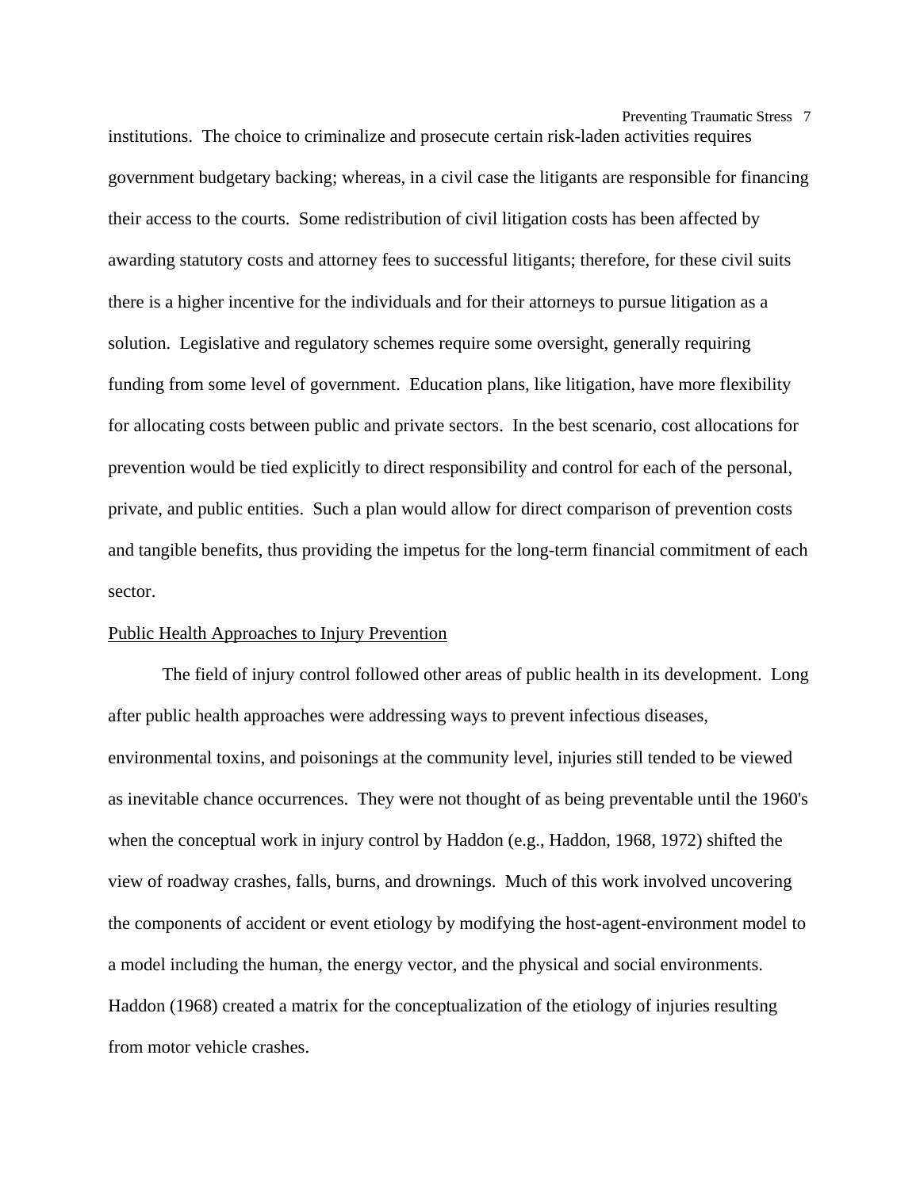institutions. The choice to criminalize and prosecute certain risk-laden activities requires government budgetary backing; whereas, in a civil case the litigants are responsible for financing their access to the courts. Some redistribution of civil litigation costs has been affected by awarding statutory costs and attorney fees to successful litigants; therefore, for these civil suits there is a higher incentive for the individuals and for their attorneys to pursue litigation as a solution. Legislative and regulatory schemes require some oversight, generally requiring funding from some level of government. Education plans, like litigation, have more flexibility for allocating costs between public and private sectors. In the best scenario, cost allocations for prevention would be tied explicitly to direct responsibility and control for each of the personal, private, and public entities. Such a plan would allow for direct comparison of prevention costs and tangible benefits, thus providing the impetus for the long-term financial commitment of each sector.

## Public Health Approaches to Injury Prevention

The field of injury control followed other areas of public health in its development. Long after public health approaches were addressing ways to prevent infectious diseases, environmental toxins, and poisonings at the community level, injuries still tended to be viewed as inevitable chance occurrences. They were not thought of as being preventable until the 1960's when the conceptual work in injury control by Haddon (e.g., Haddon, 1968, 1972) shifted the view of roadway crashes, falls, burns, and drownings. Much of this work involved uncovering the components of accident or event etiology by modifying the host-agent-environment model to a model including the human, the energy vector, and the physical and social environments. Haddon (1968) created a matrix for the conceptualization of the etiology of injuries resulting from motor vehicle crashes.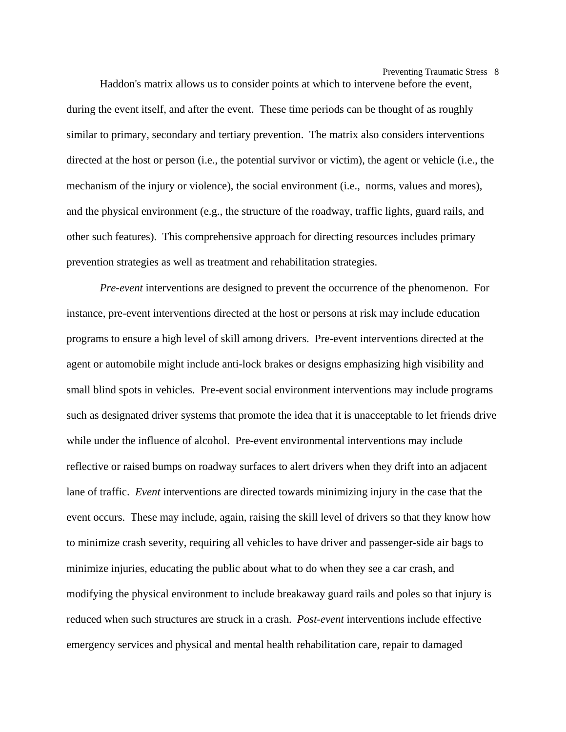Haddon's matrix allows us to consider points at which to intervene before the event, during the event itself, and after the event. These time periods can be thought of as roughly similar to primary, secondary and tertiary prevention. The matrix also considers interventions directed at the host or person (i.e., the potential survivor or victim), the agent or vehicle (i.e., the mechanism of the injury or violence), the social environment (i.e., norms, values and mores), and the physical environment (e.g., the structure of the roadway, traffic lights, guard rails, and other such features). This comprehensive approach for directing resources includes primary prevention strategies as well as treatment and rehabilitation strategies.

*Pre-event* interventions are designed to prevent the occurrence of the phenomenon. For instance, pre-event interventions directed at the host or persons at risk may include education programs to ensure a high level of skill among drivers. Pre-event interventions directed at the agent or automobile might include anti-lock brakes or designs emphasizing high visibility and small blind spots in vehicles. Pre-event social environment interventions may include programs such as designated driver systems that promote the idea that it is unacceptable to let friends drive while under the influence of alcohol. Pre-event environmental interventions may include reflective or raised bumps on roadway surfaces to alert drivers when they drift into an adjacent lane of traffic. *Event* interventions are directed towards minimizing injury in the case that the event occurs. These may include, again, raising the skill level of drivers so that they know how to minimize crash severity, requiring all vehicles to have driver and passenger-side air bags to minimize injuries, educating the public about what to do when they see a car crash, and modifying the physical environment to include breakaway guard rails and poles so that injury is reduced when such structures are struck in a crash. *Post-event* interventions include effective emergency services and physical and mental health rehabilitation care, repair to damaged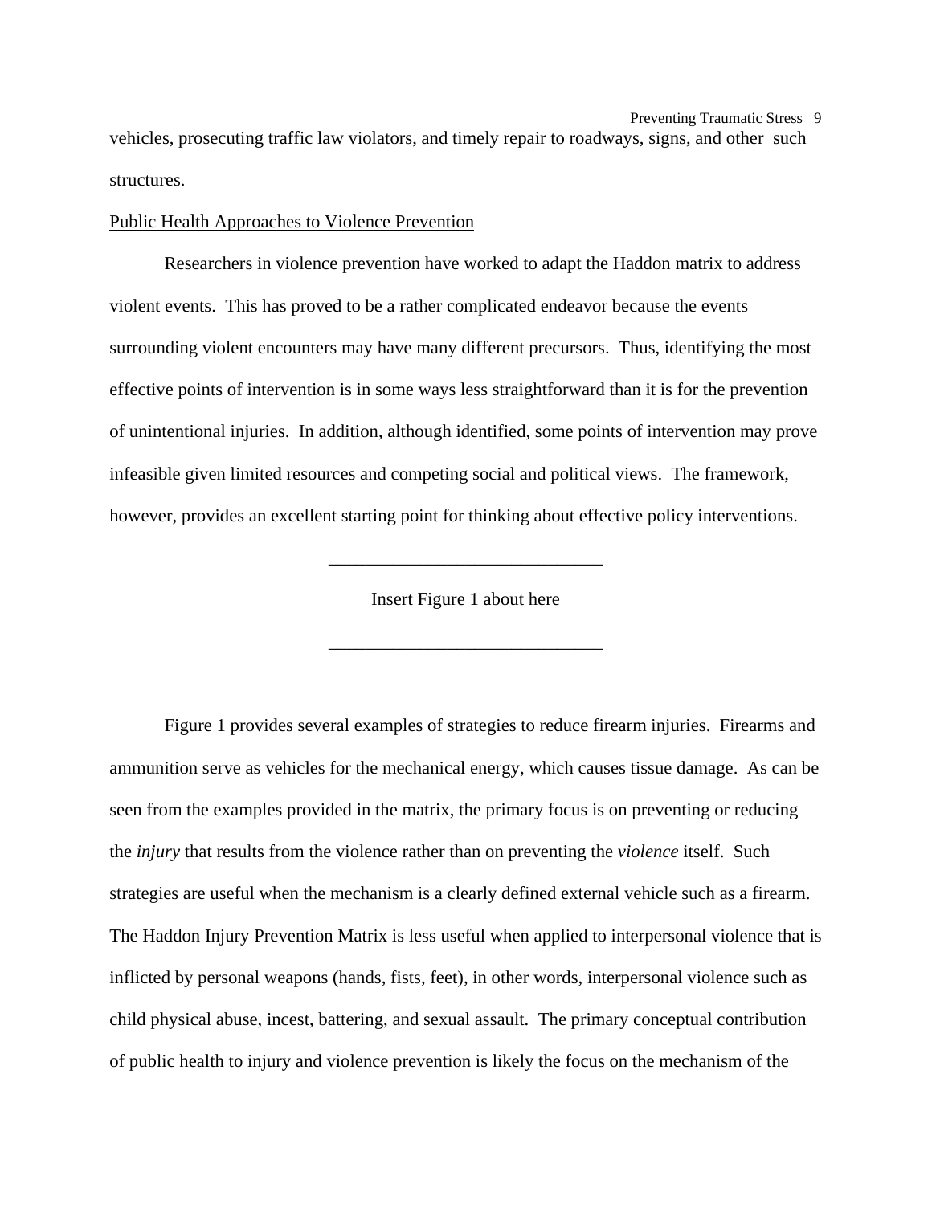vehicles, prosecuting traffic law violators, and timely repair to roadways, signs, and other such structures.

## Public Health Approaches to Violence Prevention

Researchers in violence prevention have worked to adapt the Haddon matrix to address violent events. This has proved to be a rather complicated endeavor because the events surrounding violent encounters may have many different precursors. Thus, identifying the most effective points of intervention is in some ways less straightforward than it is for the prevention of unintentional injuries. In addition, although identified, some points of intervention may prove infeasible given limited resources and competing social and political views. The framework, however, provides an excellent starting point for thinking about effective policy interventions.

______________________________

Insert Figure 1 about here

______________________________

Figure 1 provides several examples of strategies to reduce firearm injuries. Firearms and ammunition serve as vehicles for the mechanical energy, which causes tissue damage. As can be seen from the examples provided in the matrix, the primary focus is on preventing or reducing the *injury* that results from the violence rather than on preventing the *violence* itself. Such strategies are useful when the mechanism is a clearly defined external vehicle such as a firearm. The Haddon Injury Prevention Matrix is less useful when applied to interpersonal violence that is inflicted by personal weapons (hands, fists, feet), in other words, interpersonal violence such as child physical abuse, incest, battering, and sexual assault. The primary conceptual contribution of public health to injury and violence prevention is likely the focus on the mechanism of the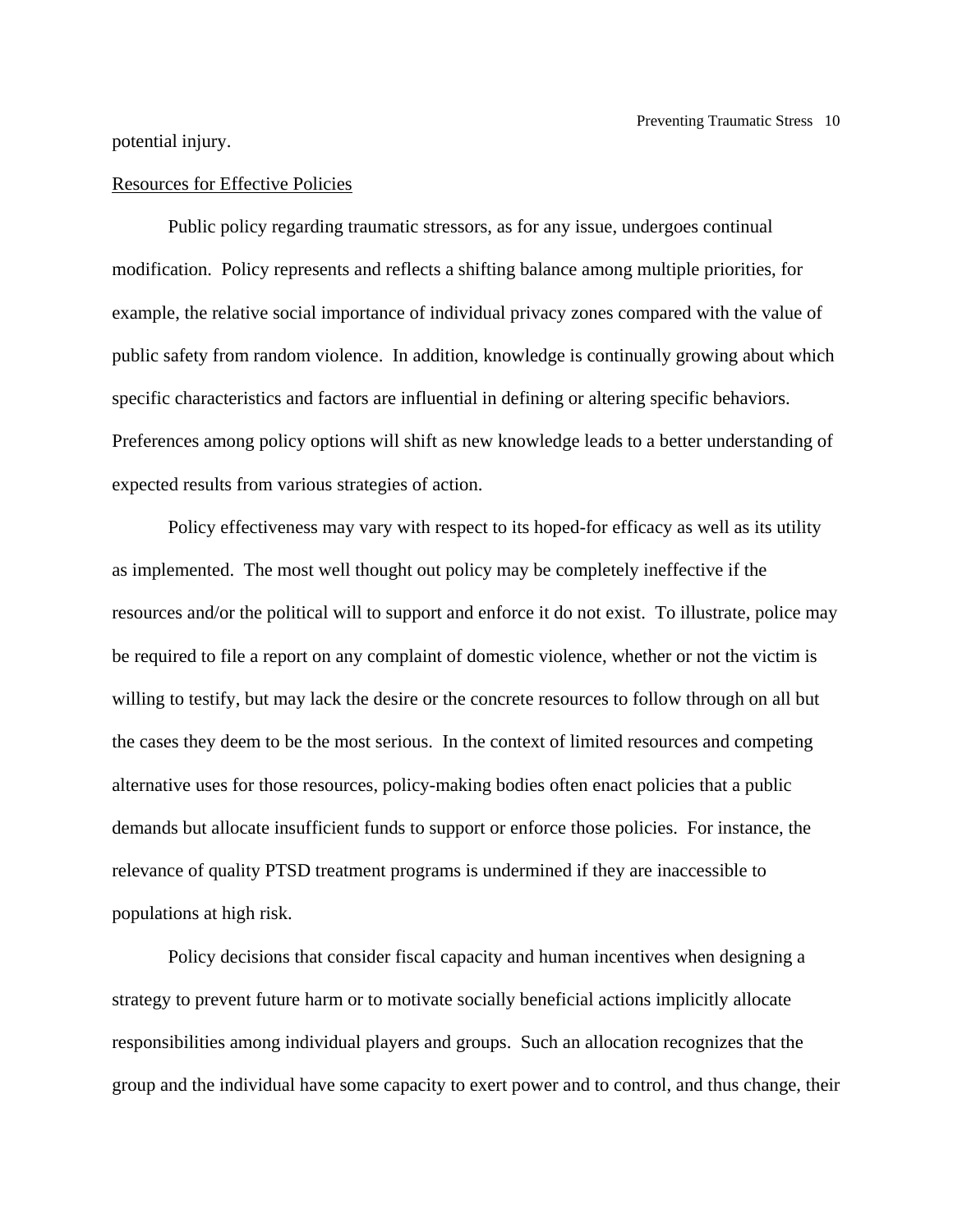potential injury.

Resources for Effective Policies

Public policy regarding traumatic stressors, as for any issue, undergoes continual modification. Policy represents and reflects a shifting balance among multiple priorities, for example, the relative social importance of individual privacy zones compared with the value of public safety from random violence. In addition, knowledge is continually growing about which specific characteristics and factors are influential in defining or altering specific behaviors. Preferences among policy options will shift as new knowledge leads to a better understanding of expected results from various strategies of action.

Policy effectiveness may vary with respect to its hoped-for efficacy as well as its utility as implemented. The most well thought out policy may be completely ineffective if the resources and/or the political will to support and enforce it do not exist. To illustrate, police may be required to file a report on any complaint of domestic violence, whether or not the victim is willing to testify, but may lack the desire or the concrete resources to follow through on all but the cases they deem to be the most serious. In the context of limited resources and competing alternative uses for those resources, policy-making bodies often enact policies that a public demands but allocate insufficient funds to support or enforce those policies. For instance, the relevance of quality PTSD treatment programs is undermined if they are inaccessible to populations at high risk.

Policy decisions that consider fiscal capacity and human incentives when designing a strategy to prevent future harm or to motivate socially beneficial actions implicitly allocate responsibilities among individual players and groups. Such an allocation recognizes that the group and the individual have some capacity to exert power and to control, and thus change, their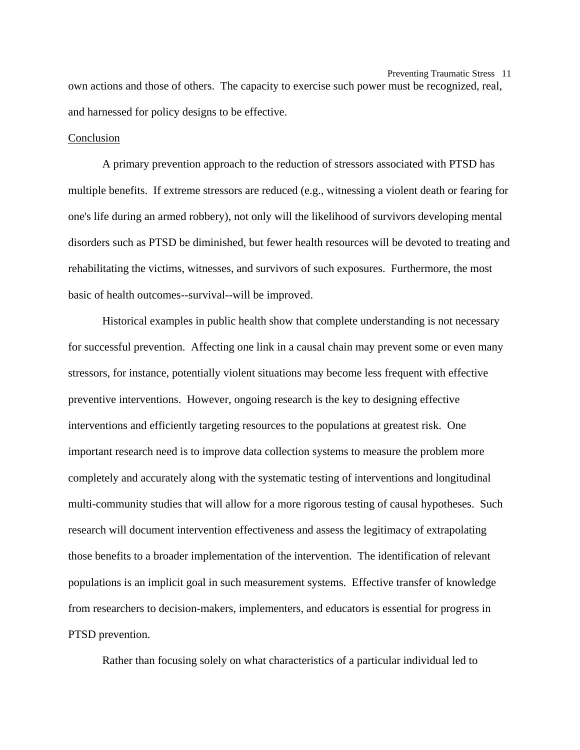own actions and those of others. The capacity to exercise such power must be recognized, real, and harnessed for policy designs to be effective.

## Conclusion

A primary prevention approach to the reduction of stressors associated with PTSD has multiple benefits. If extreme stressors are reduced (e.g., witnessing a violent death or fearing for one's life during an armed robbery), not only will the likelihood of survivors developing mental disorders such as PTSD be diminished, but fewer health resources will be devoted to treating and rehabilitating the victims, witnesses, and survivors of such exposures. Furthermore, the most basic of health outcomes--survival--will be improved.

Historical examples in public health show that complete understanding is not necessary for successful prevention. Affecting one link in a causal chain may prevent some or even many stressors, for instance, potentially violent situations may become less frequent with effective preventive interventions. However, ongoing research is the key to designing effective interventions and efficiently targeting resources to the populations at greatest risk. One important research need is to improve data collection systems to measure the problem more completely and accurately along with the systematic testing of interventions and longitudinal multi-community studies that will allow for a more rigorous testing of causal hypotheses. Such research will document intervention effectiveness and assess the legitimacy of extrapolating those benefits to a broader implementation of the intervention. The identification of relevant populations is an implicit goal in such measurement systems. Effective transfer of knowledge from researchers to decision-makers, implementers, and educators is essential for progress in PTSD prevention.

Rather than focusing solely on what characteristics of a particular individual led to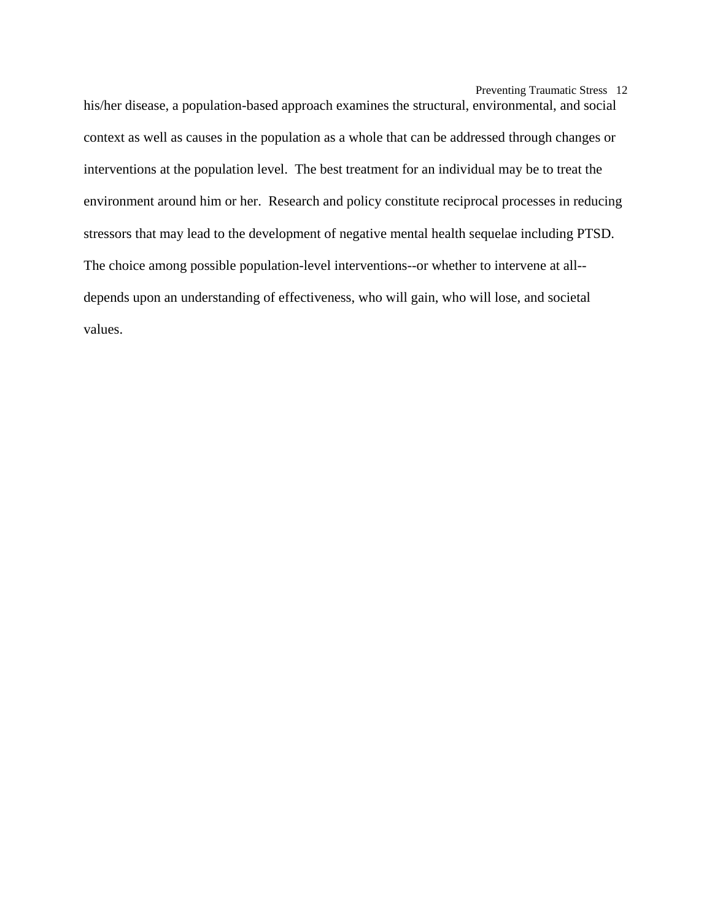his/her disease, a population-based approach examines the structural, environmental, and social context as well as causes in the population as a whole that can be addressed through changes or interventions at the population level.  The best treatment for an individual may be to treat the environment around him or her.  Research and policy constitute reciprocal processes in reducing stressors that may lead to the development of negative mental health sequelae including PTSD. The choice among possible population-level interventions--or whether to intervene at all--depends upon an understanding of effectiveness, who will gain, who will lose, and societal values.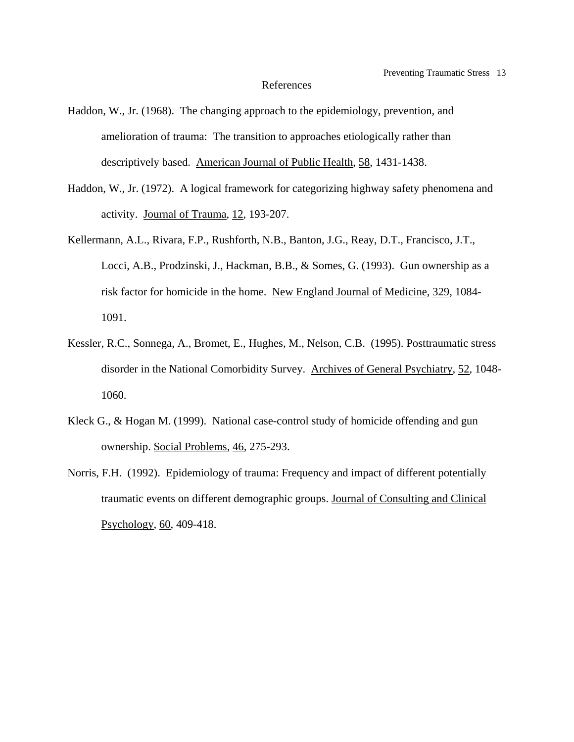# References

Haddon, W., Jr. (1968). The changing approach to the epidemiology, prevention, and amelioration of trauma: The transition to approaches etiologically rather than descriptively based. American Journal of Public Health, 58, 1431-1438.

Haddon, W., Jr. (1972). A logical framework for categorizing highway safety phenomena and activity. Journal of Trauma, 12, 193-207.

Kellermann, A.L., Rivara, F.P., Rushforth, N.B., Banton, J.G., Reay, D.T., Francisco, J.T., Locci, A.B., Prodzinski, J., Hackman, B.B., & Somes, G. (1993). Gun ownership as a risk factor for homicide in the home. New England Journal of Medicine, 329, 1084-1091.

Kessler, R.C., Sonnega, A., Bromet, E., Hughes, M., Nelson, C.B. (1995). Posttraumatic stress disorder in the National Comorbidity Survey. Archives of General Psychiatry, 52, 1048-1060.

Kleck G., & Hogan M. (1999). National case-control study of homicide offending and gun ownership. Social Problems, 46, 275-293.

Norris, F.H. (1992). Epidemiology of trauma: Frequency and impact of different potentially traumatic events on different demographic groups. Journal of Consulting and Clinical Psychology, 60, 409-418.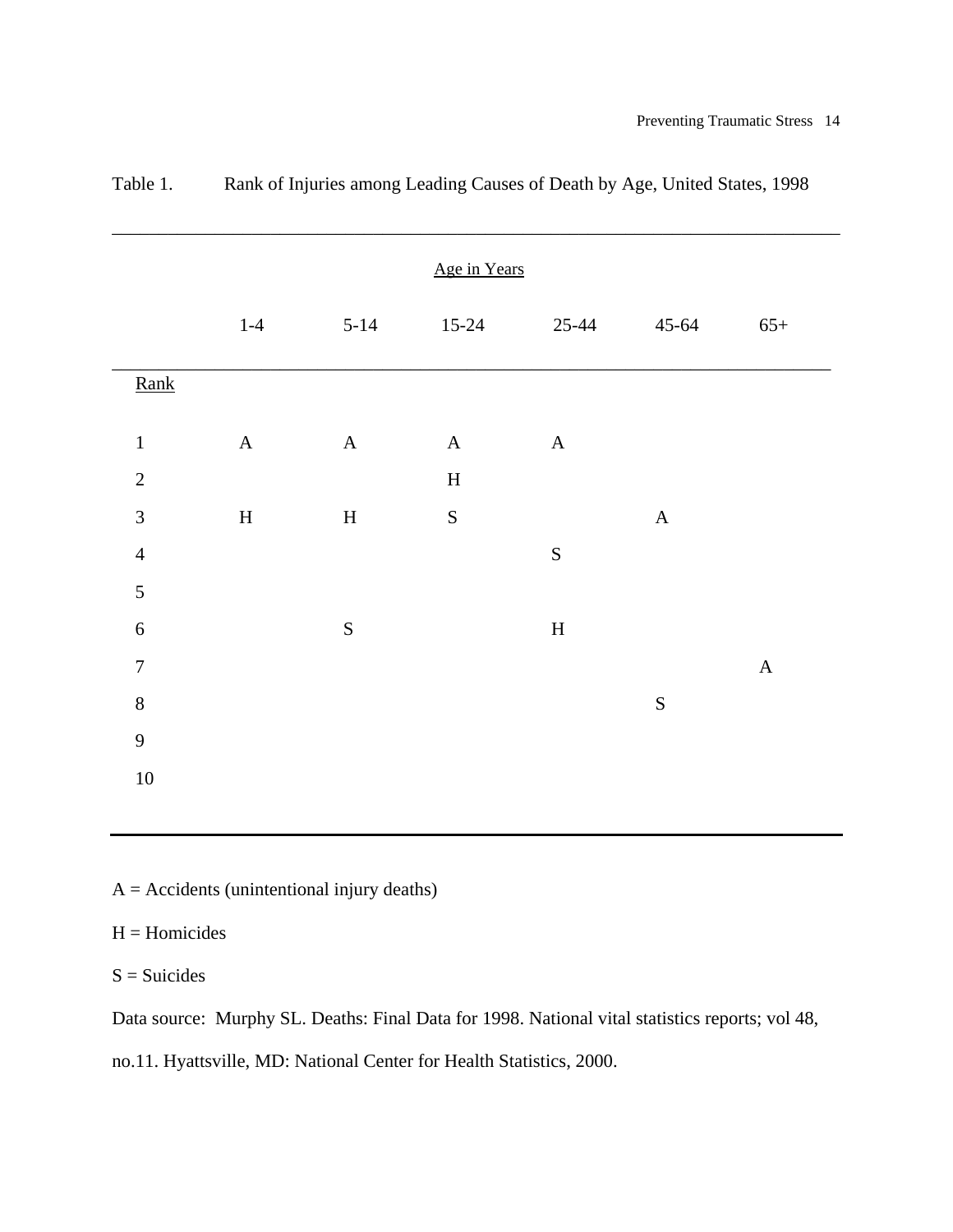Table 1. Rank of Injuries among Leading Causes of Death by Age, United States, 1998

| | Age in Years | | | | | |
|---|---|---|---|---|---|---|
| | 1-4 | 5-14 | 15-24 | 25-44 | 45-64 | 65+ |
| Rank | | | | | | |
| 1 | A | A | A | A | | |
| 2 | | | H | | | |
| 3 | H | H | S | | A | |
| 4 | | | | S | | |
| 5 | | | | | | |
| 6 | | S | | H | | |
| 7 | | | | | | A |
| 8 | | | | | S | |
| 9 | | | | | | |
| 10 | | | | | | |

A = Accidents (unintentional injury deaths)

H = Homicides

S = Suicides

Data source: Murphy SL. Deaths: Final Data for 1998. National vital statistics reports; vol 48, no.11. Hyattsville, MD: National Center for Health Statistics, 2000.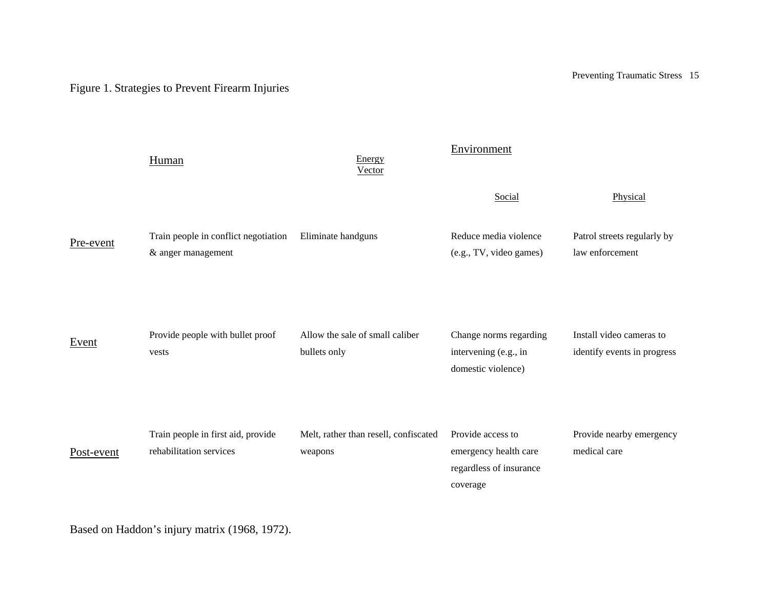Figure 1. Strategies to Prevent Firearm Injuries

| | Human | Energy Vector | Environment | |
|---|---|---|---|---|
| | | | Social | Physical |
| Pre-event | Train people in conflict negotiation & anger management | Eliminate handguns | Reduce media violence (e.g., TV, video games) | Patrol streets regularly by law enforcement |
| Event | Provide people with bullet proof vests | Allow the sale of small caliber bullets only | Change norms regarding intervening (e.g., in domestic violence) | Install video cameras to identify events in progress |
| Post-event | Train people in first aid, provide rehabilitation services | Melt, rather than resell, confiscated weapons | Provide access to emergency health care regardless of insurance coverage | Provide nearby emergency medical care |

Based on Haddon's injury matrix (1968, 1972).